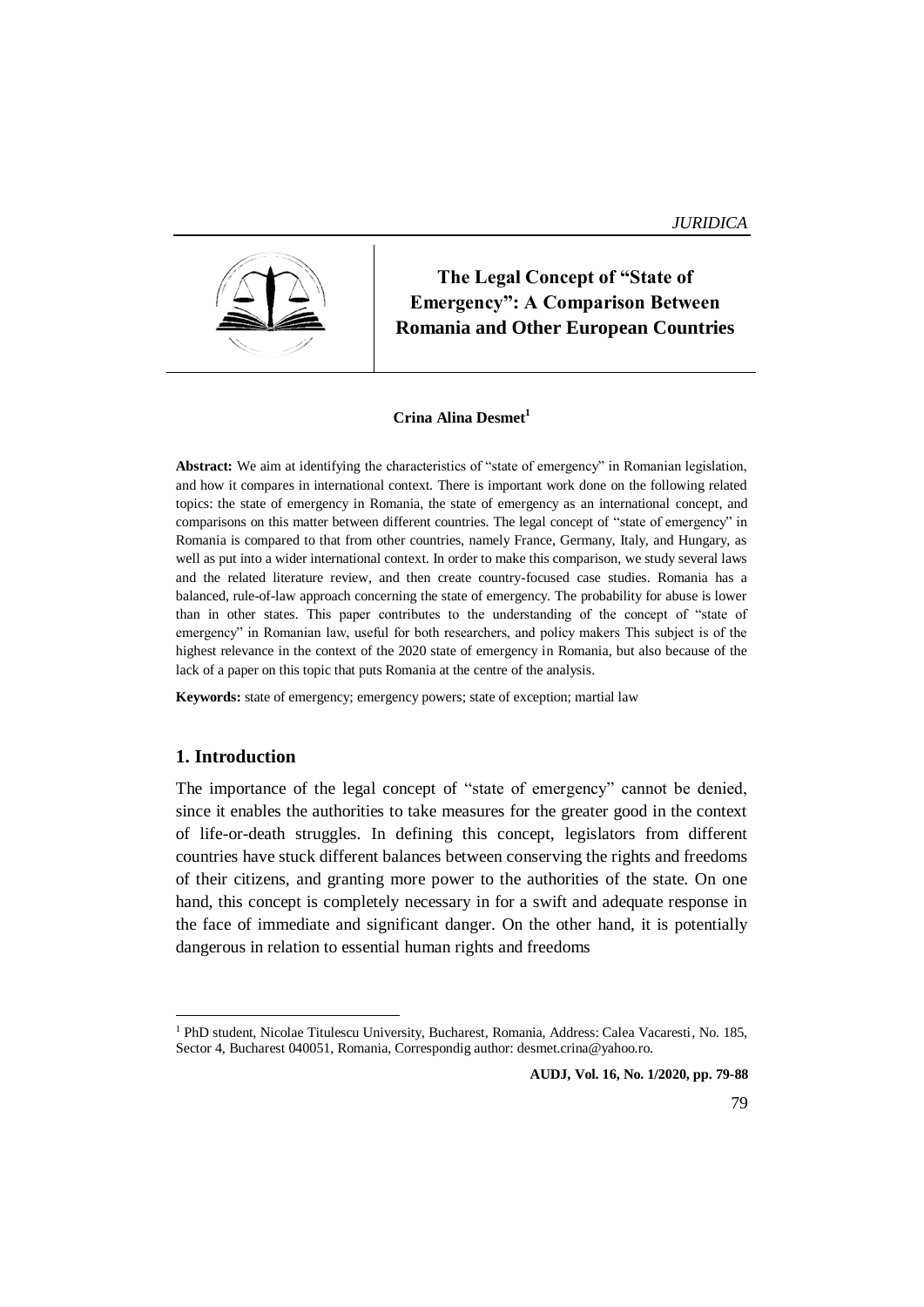# The Legal Concept of "State of Emergency": A Comparison Between Romania and Other European Countries

**Crina Alina Desmet**[1]

**Abstract:** We aim at identifying the characteristics of "state of emergency" in Romanian legislation, and how it compares in international context. There is important work done on the following related topics: the state of emergency in Romania, the state of emergency as an international concept, and comparisons on this matter between different countries. The legal concept of "state of emergency" in Romania is compared to that from other countries, namely France, Germany, Italy, and Hungary, as well as put into a wider international context. In order to make this comparison, we study several laws and the related literature review, and then create country-focused case studies. Romania has a balanced, rule-of-law approach concerning the state of emergency. The probability for abuse is lower than in other states. This paper contributes to the understanding of the concept of "state of emergency" in Romanian law, useful for both researchers, and policy makers This subject is of the highest relevance in the context of the 2020 state of emergency in Romania, but also because of the lack of a paper on this topic that puts Romania at the centre of the analysis.

**Keywords:** state of emergency; emergency powers; state of exception; martial law

## 1. Introduction

The importance of the legal concept of "state of emergency" cannot be denied, since it enables the authorities to take measures for the greater good in the context of life-or-death struggles. In defining this concept, legislators from different countries have stuck different balances between conserving the rights and freedoms of their citizens, and granting more power to the authorities of the state. On one hand, this concept is completely necessary in for a swift and adequate response in the face of immediate and significant danger. On the other hand, it is potentially dangerous in relation to essential human rights and freedoms

[1] PhD student, Nicolae Titulescu University, Bucharest, Romania, Address: Calea Vacaresti, No. 185, Sector 4, Bucharest 040051, Romania, Correspondig author: desmet.crina@yahoo.ro.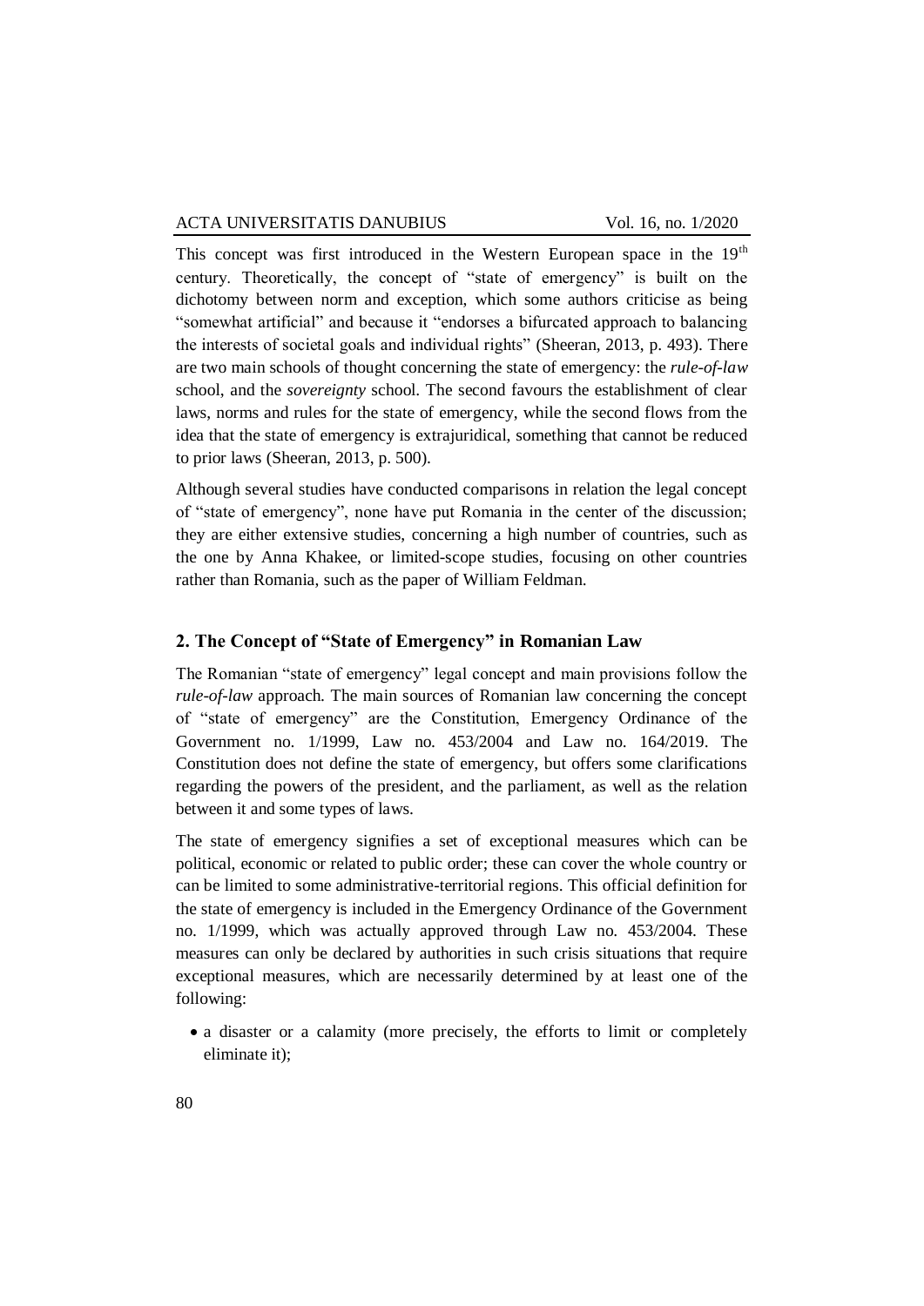This concept was first introduced in the Western European space in the 19th century. Theoretically, the concept of "state of emergency" is built on the dichotomy between norm and exception, which some authors criticise as being "somewhat artificial" and because it "endorses a bifurcated approach to balancing the interests of societal goals and individual rights" (Sheeran, 2013, p. 493). There are two main schools of thought concerning the state of emergency: the *rule-of-law* school, and the *sovereignty* school. The second favours the establishment of clear laws, norms and rules for the state of emergency, while the second flows from the idea that the state of emergency is extrajuridical, something that cannot be reduced to prior laws (Sheeran, 2013, p. 500).

Although several studies have conducted comparisons in relation the legal concept of "state of emergency", none have put Romania in the center of the discussion; they are either extensive studies, concerning a high number of countries, such as the one by Anna Khakee, or limited-scope studies, focusing on other countries rather than Romania, such as the paper of William Feldman.

## 2. The Concept of "State of Emergency" in Romanian Law

The Romanian "state of emergency" legal concept and main provisions follow the *rule-of-law* approach. The main sources of Romanian law concerning the concept of "state of emergency" are the Constitution, Emergency Ordinance of the Government no. 1/1999, Law no. 453/2004 and Law no. 164/2019. The Constitution does not define the state of emergency, but offers some clarifications regarding the powers of the president, and the parliament, as well as the relation between it and some types of laws.

The state of emergency signifies a set of exceptional measures which can be political, economic or related to public order; these can cover the whole country or can be limited to some administrative-territorial regions. This official definition for the state of emergency is included in the Emergency Ordinance of the Government no. 1/1999, which was actually approved through Law no. 453/2004. These measures can only be declared by authorities in such crisis situations that require exceptional measures, which are necessarily determined by at least one of the following:

- a disaster or a calamity (more precisely, the efforts to limit or completely eliminate it);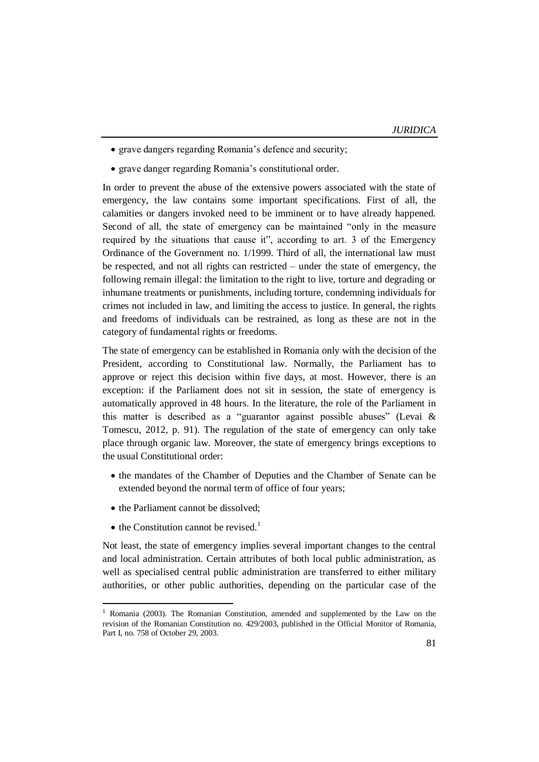- grave dangers regarding Romania's defence and security;
- grave danger regarding Romania's constitutional order.

In order to prevent the abuse of the extensive powers associated with the state of emergency, the law contains some important specifications. First of all, the calamities or dangers invoked need to be imminent or to have already happened. Second of all, the state of emergency can be maintained "only in the measure required by the situations that cause it", according to art. 3 of the Emergency Ordinance of the Government no. 1/1999. Third of all, the international law must be respected, and not all rights can restricted – under the state of emergency, the following remain illegal: the limitation to the right to live, torture and degrading or inhumane treatments or punishments, including torture, condemning individuals for crimes not included in law, and limiting the access to justice. In general, the rights and freedoms of individuals can be restrained, as long as these are not in the category of fundamental rights or freedoms.

The state of emergency can be established in Romania only with the decision of the President, according to Constitutional law. Normally, the Parliament has to approve or reject this decision within five days, at most. However, there is an exception: if the Parliament does not sit in session, the state of emergency is automatically approved in 48 hours. In the literature, the role of the Parliament in this matter is described as a "guarantor against possible abuses" (Levai & Tomescu, 2012, p. 91). The regulation of the state of emergency can only take place through organic law. Moreover, the state of emergency brings exceptions to the usual Constitutional order:

- the mandates of the Chamber of Deputies and the Chamber of Senate can be extended beyond the normal term of office of four years;
- the Parliament cannot be dissolved;
- the Constitution cannot be revised.[1]

Not least, the state of emergency implies several important changes to the central and local administration. Certain attributes of both local public administration, as well as specialised central public administration are transferred to either military authorities, or other public authorities, depending on the particular case of the

[1] Romania (2003). The Romanian Constitution, amended and supplemented by the Law on the revision of the Romanian Constitution no. 429/2003, published in the Official Monitor of Romania, Part I, no. 758 of October 29, 2003.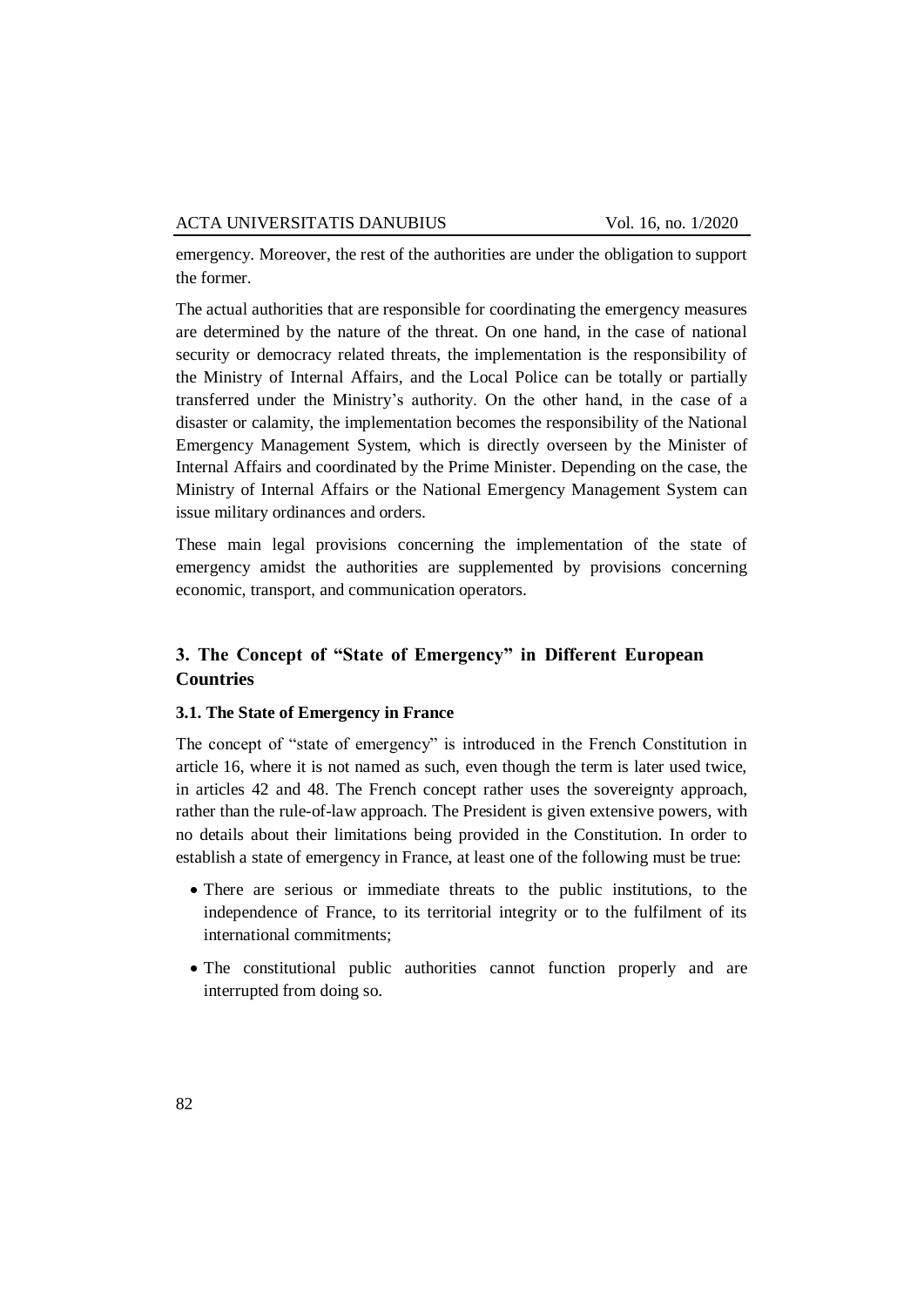emergency. Moreover, the rest of the authorities are under the obligation to support the former.

The actual authorities that are responsible for coordinating the emergency measures are determined by the nature of the threat. On one hand, in the case of national security or democracy related threats, the implementation is the responsibility of the Ministry of Internal Affairs, and the Local Police can be totally or partially transferred under the Ministry's authority. On the other hand, in the case of a disaster or calamity, the implementation becomes the responsibility of the National Emergency Management System, which is directly overseen by the Minister of Internal Affairs and coordinated by the Prime Minister. Depending on the case, the Ministry of Internal Affairs or the National Emergency Management System can issue military ordinances and orders.

These main legal provisions concerning the implementation of the state of emergency amidst the authorities are supplemented by provisions concerning economic, transport, and communication operators.

## 3. The Concept of "State of Emergency" in Different European Countries

### 3.1. The State of Emergency in France

The concept of "state of emergency" is introduced in the French Constitution in article 16, where it is not named as such, even though the term is later used twice, in articles 42 and 48. The French concept rather uses the sovereignty approach, rather than the rule-of-law approach. The President is given extensive powers, with no details about their limitations being provided in the Constitution. In order to establish a state of emergency in France, at least one of the following must be true:

- There are serious or immediate threats to the public institutions, to the independence of France, to its territorial integrity or to the fulfilment of its international commitments;
- The constitutional public authorities cannot function properly and are interrupted from doing so.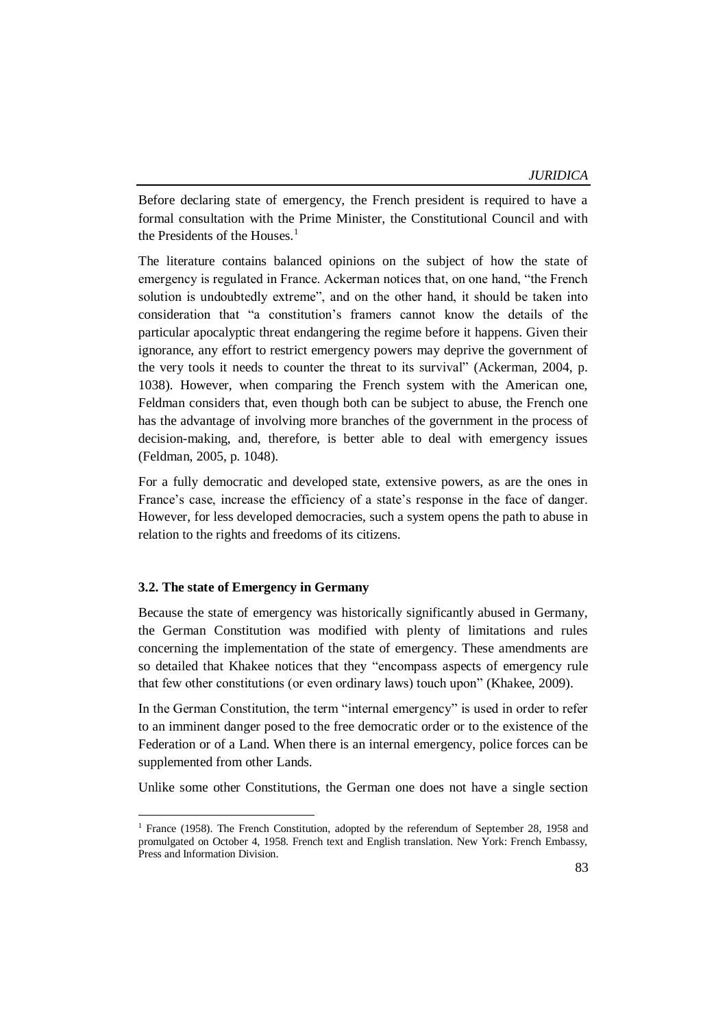Before declaring state of emergency, the French president is required to have a formal consultation with the Prime Minister, the Constitutional Council and with the Presidents of the Houses.[1]

The literature contains balanced opinions on the subject of how the state of emergency is regulated in France. Ackerman notices that, on one hand, "the French solution is undoubtedly extreme", and on the other hand, it should be taken into consideration that "a constitution's framers cannot know the details of the particular apocalyptic threat endangering the regime before it happens. Given their ignorance, any effort to restrict emergency powers may deprive the government of the very tools it needs to counter the threat to its survival" (Ackerman, 2004, p. 1038). However, when comparing the French system with the American one, Feldman considers that, even though both can be subject to abuse, the French one has the advantage of involving more branches of the government in the process of decision-making, and, therefore, is better able to deal with emergency issues (Feldman, 2005, p. 1048).

For a fully democratic and developed state, extensive powers, as are the ones in France's case, increase the efficiency of a state's response in the face of danger. However, for less developed democracies, such a system opens the path to abuse in relation to the rights and freedoms of its citizens.

### 3.2. The state of Emergency in Germany

Because the state of emergency was historically significantly abused in Germany, the German Constitution was modified with plenty of limitations and rules concerning the implementation of the state of emergency. These amendments are so detailed that Khakee notices that they "encompass aspects of emergency rule that few other constitutions (or even ordinary laws) touch upon" (Khakee, 2009).

In the German Constitution, the term "internal emergency" is used in order to refer to an imminent danger posed to the free democratic order or to the existence of the Federation or of a Land. When there is an internal emergency, police forces can be supplemented from other Lands.

Unlike some other Constitutions, the German one does not have a single section

[1] France (1958). The French Constitution, adopted by the referendum of September 28, 1958 and promulgated on October 4, 1958. French text and English translation. New York: French Embassy, Press and Information Division.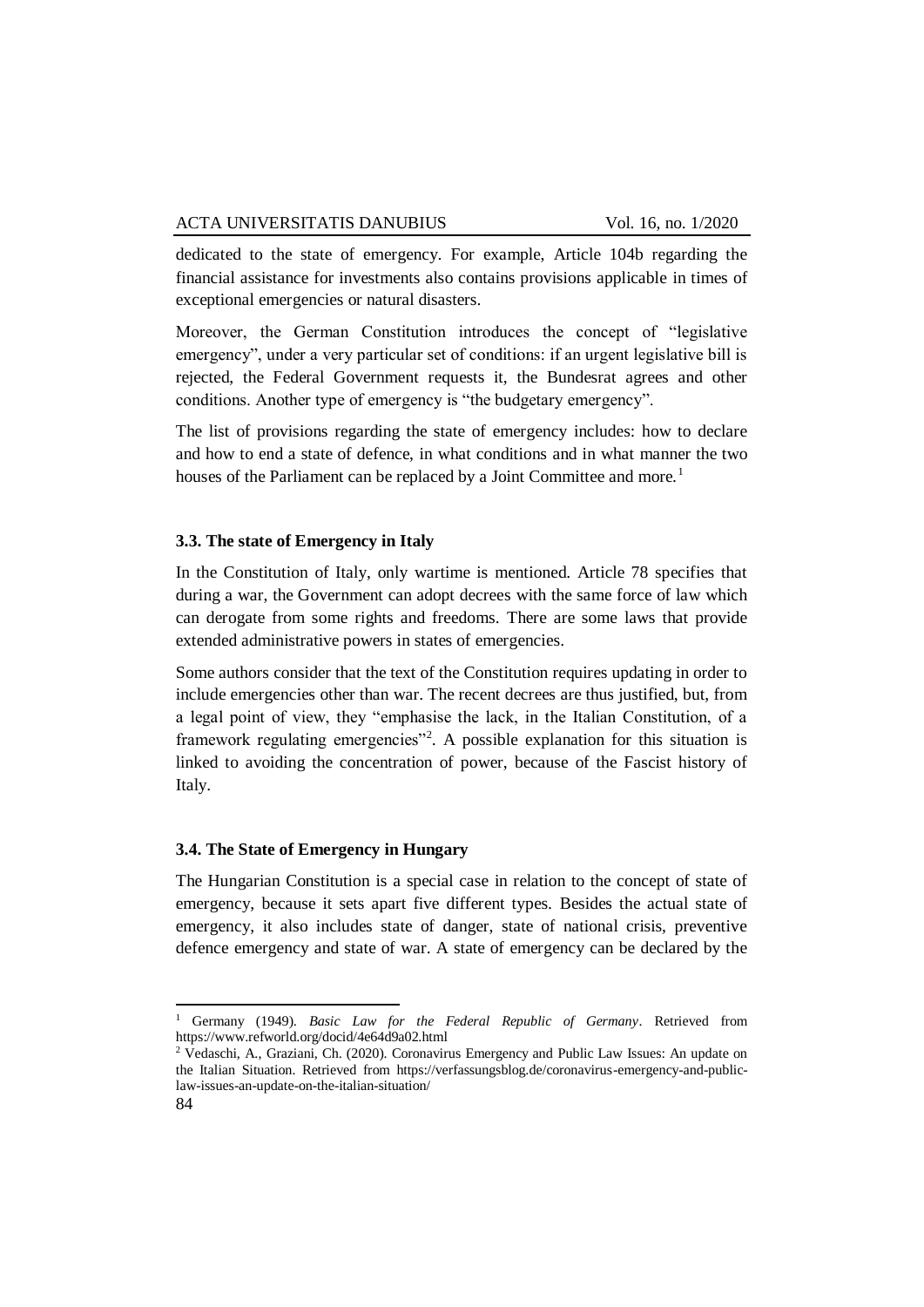dedicated to the state of emergency. For example, Article 104b regarding the financial assistance for investments also contains provisions applicable in times of exceptional emergencies or natural disasters.

Moreover, the German Constitution introduces the concept of "legislative emergency", under a very particular set of conditions: if an urgent legislative bill is rejected, the Federal Government requests it, the Bundesrat agrees and other conditions. Another type of emergency is "the budgetary emergency".

The list of provisions regarding the state of emergency includes: how to declare and how to end a state of defence, in what conditions and in what manner the two houses of the Parliament can be replaced by a Joint Committee and more.[1]

### 3.3. The state of Emergency in Italy

In the Constitution of Italy, only wartime is mentioned. Article 78 specifies that during a war, the Government can adopt decrees with the same force of law which can derogate from some rights and freedoms. There are some laws that provide extended administrative powers in states of emergencies.

Some authors consider that the text of the Constitution requires updating in order to include emergencies other than war. The recent decrees are thus justified, but, from a legal point of view, they "emphasise the lack, in the Italian Constitution, of a framework regulating emergencies"[2]. A possible explanation for this situation is linked to avoiding the concentration of power, because of the Fascist history of Italy.

### 3.4. The State of Emergency in Hungary

The Hungarian Constitution is a special case in relation to the concept of state of emergency, because it sets apart five different types. Besides the actual state of emergency, it also includes state of danger, state of national crisis, preventive defence emergency and state of war. A state of emergency can be declared by the

---

[1] Germany (1949). *Basic Law for the Federal Republic of Germany*. Retrieved from https://www.refworld.org/docid/4e64d9a02.html

[2] Vedaschi, A., Graziani, Ch. (2020). Coronavirus Emergency and Public Law Issues: An update on the Italian Situation. Retrieved from https://verfassungsblog.de/coronavirus-emergency-and-public-law-issues-an-update-on-the-italian-situation/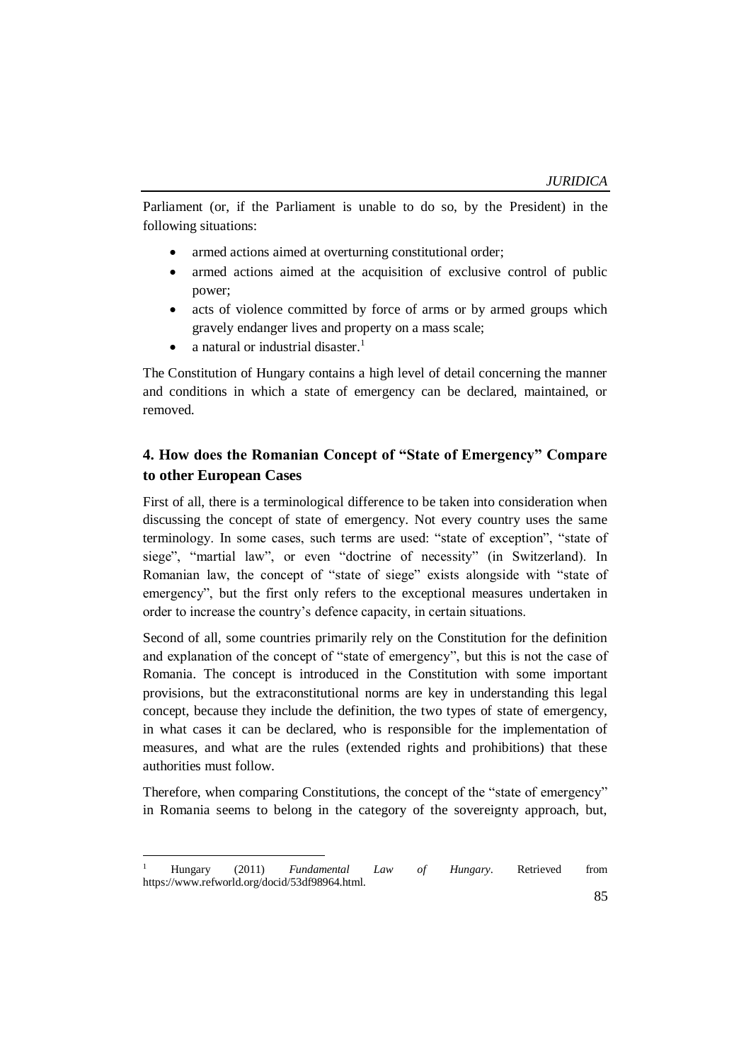Parliament (or, if the Parliament is unable to do so, by the President) in the following situations:

- armed actions aimed at overturning constitutional order;
- armed actions aimed at the acquisition of exclusive control of public power;
- acts of violence committed by force of arms or by armed groups which gravely endanger lives and property on a mass scale;
- a natural or industrial disaster.[1]

The Constitution of Hungary contains a high level of detail concerning the manner and conditions in which a state of emergency can be declared, maintained, or removed.

## 4. How does the Romanian Concept of "State of Emergency" Compare to other European Cases

First of all, there is a terminological difference to be taken into consideration when discussing the concept of state of emergency. Not every country uses the same terminology. In some cases, such terms are used: "state of exception", "state of siege", "martial law", or even "doctrine of necessity" (in Switzerland). In Romanian law, the concept of "state of siege" exists alongside with "state of emergency", but the first only refers to the exceptional measures undertaken in order to increase the country's defence capacity, in certain situations.

Second of all, some countries primarily rely on the Constitution for the definition and explanation of the concept of "state of emergency", but this is not the case of Romania. The concept is introduced in the Constitution with some important provisions, but the extraconstitutional norms are key in understanding this legal concept, because they include the definition, the two types of state of emergency, in what cases it can be declared, who is responsible for the implementation of measures, and what are the rules (extended rights and prohibitions) that these authorities must follow.

Therefore, when comparing Constitutions, the concept of the "state of emergency" in Romania seems to belong in the category of the sovereignty approach, but,

---

[1] Hungary (2011) *Fundamental Law of Hungary*. Retrieved from https://www.refworld.org/docid/53df98964.html.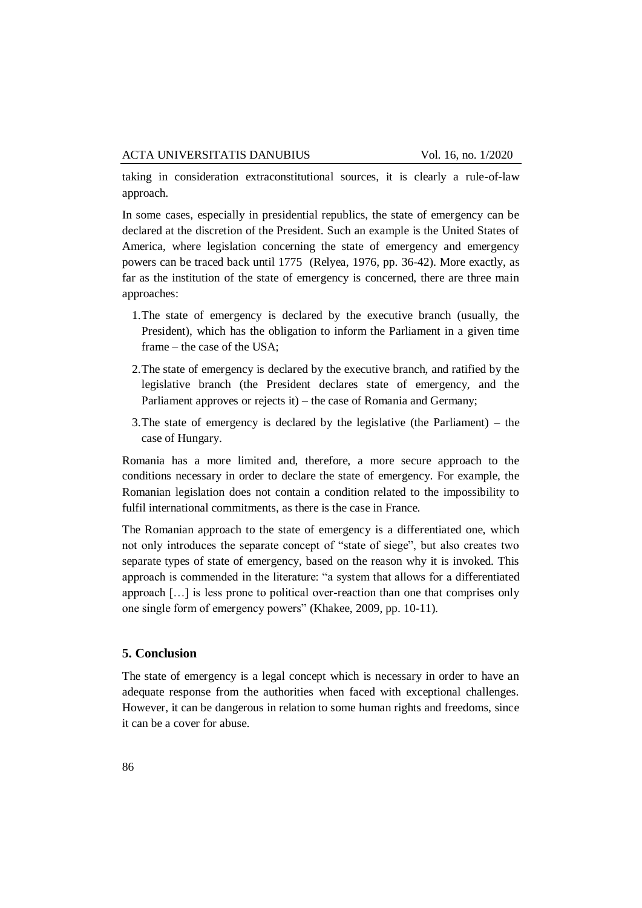taking in consideration extraconstitutional sources, it is clearly a rule-of-law approach.

In some cases, especially in presidential republics, the state of emergency can be declared at the discretion of the President. Such an example is the United States of America, where legislation concerning the state of emergency and emergency powers can be traced back until 1775 (Relyea, 1976, pp. 36-42). More exactly, as far as the institution of the state of emergency is concerned, there are three main approaches:

1. The state of emergency is declared by the executive branch (usually, the President), which has the obligation to inform the Parliament in a given time frame – the case of the USA;
2. The state of emergency is declared by the executive branch, and ratified by the legislative branch (the President declares state of emergency, and the Parliament approves or rejects it) – the case of Romania and Germany;
3. The state of emergency is declared by the legislative (the Parliament) – the case of Hungary.

Romania has a more limited and, therefore, a more secure approach to the conditions necessary in order to declare the state of emergency. For example, the Romanian legislation does not contain a condition related to the impossibility to fulfil international commitments, as there is the case in France.

The Romanian approach to the state of emergency is a differentiated one, which not only introduces the separate concept of "state of siege", but also creates two separate types of state of emergency, based on the reason why it is invoked. This approach is commended in the literature: "a system that allows for a differentiated approach […] is less prone to political over-reaction than one that comprises only one single form of emergency powers" (Khakee, 2009, pp. 10-11).

## 5. Conclusion

The state of emergency is a legal concept which is necessary in order to have an adequate response from the authorities when faced with exceptional challenges. However, it can be dangerous in relation to some human rights and freedoms, since it can be a cover for abuse.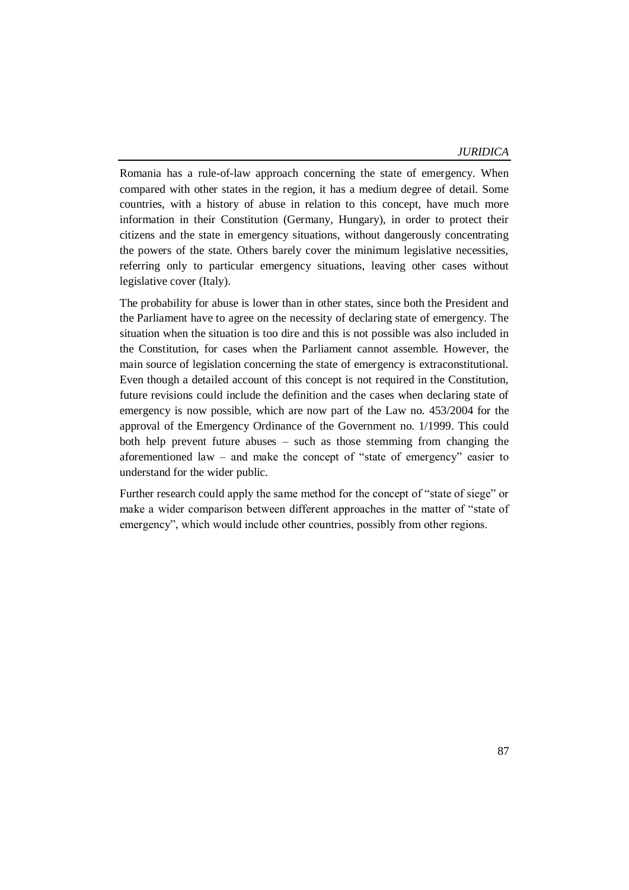Romania has a rule-of-law approach concerning the state of emergency. When compared with other states in the region, it has a medium degree of detail. Some countries, with a history of abuse in relation to this concept, have much more information in their Constitution (Germany, Hungary), in order to protect their citizens and the state in emergency situations, without dangerously concentrating the powers of the state. Others barely cover the minimum legislative necessities, referring only to particular emergency situations, leaving other cases without legislative cover (Italy).

The probability for abuse is lower than in other states, since both the President and the Parliament have to agree on the necessity of declaring state of emergency. The situation when the situation is too dire and this is not possible was also included in the Constitution, for cases when the Parliament cannot assemble. However, the main source of legislation concerning the state of emergency is extraconstitutional. Even though a detailed account of this concept is not required in the Constitution, future revisions could include the definition and the cases when declaring state of emergency is now possible, which are now part of the Law no. 453/2004 for the approval of the Emergency Ordinance of the Government no. 1/1999. This could both help prevent future abuses – such as those stemming from changing the aforementioned law – and make the concept of "state of emergency" easier to understand for the wider public.

Further research could apply the same method for the concept of "state of siege" or make a wider comparison between different approaches in the matter of "state of emergency", which would include other countries, possibly from other regions.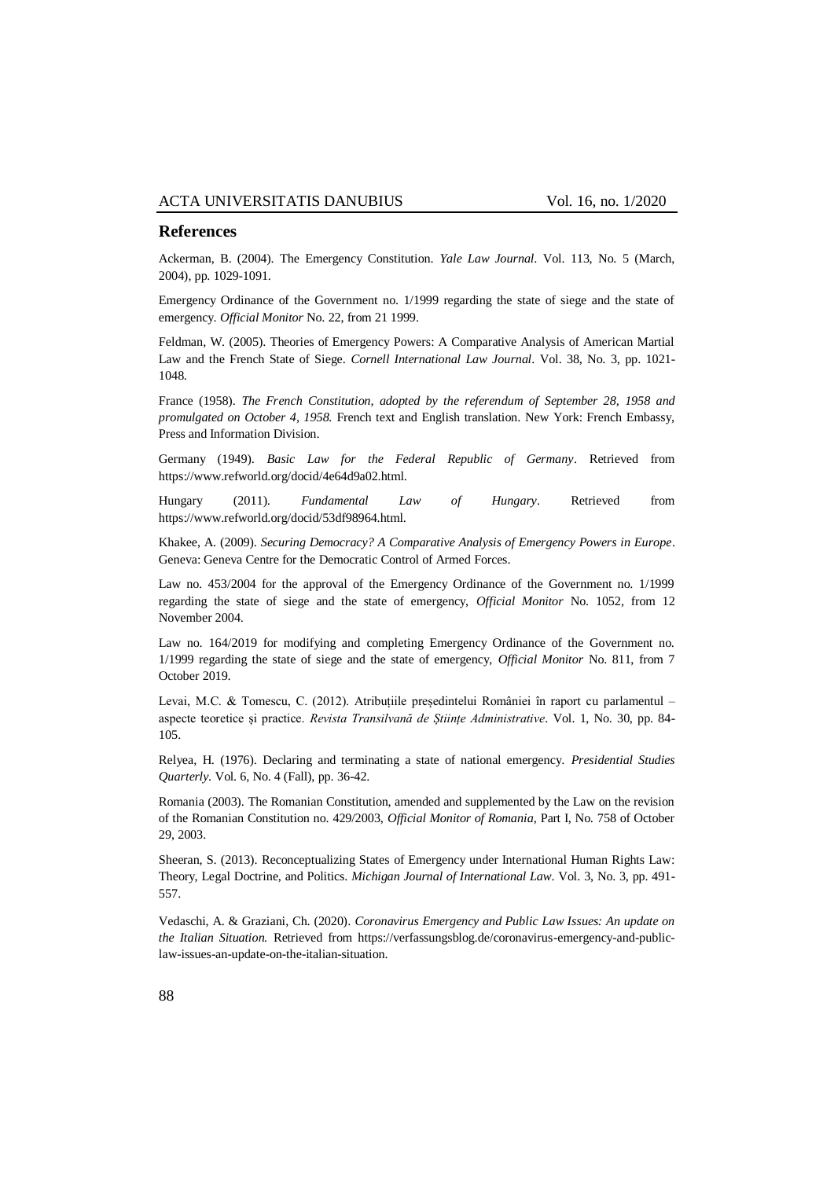## References

Ackerman, B. (2004). The Emergency Constitution. *Yale Law Journal*. Vol. 113, No. 5 (March, 2004), pp. 1029-1091.

Emergency Ordinance of the Government no. 1/1999 regarding the state of siege and the state of emergency. *Official Monitor* No. 22, from 21 1999.

Feldman, W. (2005). Theories of Emergency Powers: A Comparative Analysis of American Martial Law and the French State of Siege. *Cornell International Law Journal*. Vol. 38, No. 3, pp. 1021-1048.

France (1958). *The French Constitution, adopted by the referendum of September 28, 1958 and promulgated on October 4, 1958.* French text and English translation. New York: French Embassy, Press and Information Division.

Germany (1949). *Basic Law for the Federal Republic of Germany*. Retrieved from https://www.refworld.org/docid/4e64d9a02.html.

Hungary (2011). *Fundamental Law of Hungary*. Retrieved from https://www.refworld.org/docid/53df98964.html.

Khakee, A. (2009). *Securing Democracy? A Comparative Analysis of Emergency Powers in Europe*. Geneva: Geneva Centre for the Democratic Control of Armed Forces.

Law no. 453/2004 for the approval of the Emergency Ordinance of the Government no. 1/1999 regarding the state of siege and the state of emergency, *Official Monitor* No. 1052, from 12 November 2004.

Law no. 164/2019 for modifying and completing Emergency Ordinance of the Government no. 1/1999 regarding the state of siege and the state of emergency, *Official Monitor* No. 811, from 7 October 2019.

Levai, M.C. & Tomescu, C. (2012). Atribuțiile președintelui României în raport cu parlamentul – aspecte teoretice și practice. *Revista Transilvană de Științe Administrative*. Vol. 1, No. 30, pp. 84-105.

Relyea, H. (1976). Declaring and terminating a state of national emergency. *Presidential Studies Quarterly*. Vol. 6, No. 4 (Fall), pp. 36-42.

Romania (2003). The Romanian Constitution, amended and supplemented by the Law on the revision of the Romanian Constitution no. 429/2003, *Official Monitor of Romania*, Part I, No. 758 of October 29, 2003.

Sheeran, S. (2013). Reconceptualizing States of Emergency under International Human Rights Law: Theory, Legal Doctrine, and Politics. *Michigan Journal of International Law*. Vol. 3, No. 3, pp. 491-557.

Vedaschi, A. & Graziani, Ch. (2020). *Coronavirus Emergency and Public Law Issues: An update on the Italian Situation.* Retrieved from https://verfassungsblog.de/coronavirus-emergency-and-public-law-issues-an-update-on-the-italian-situation.